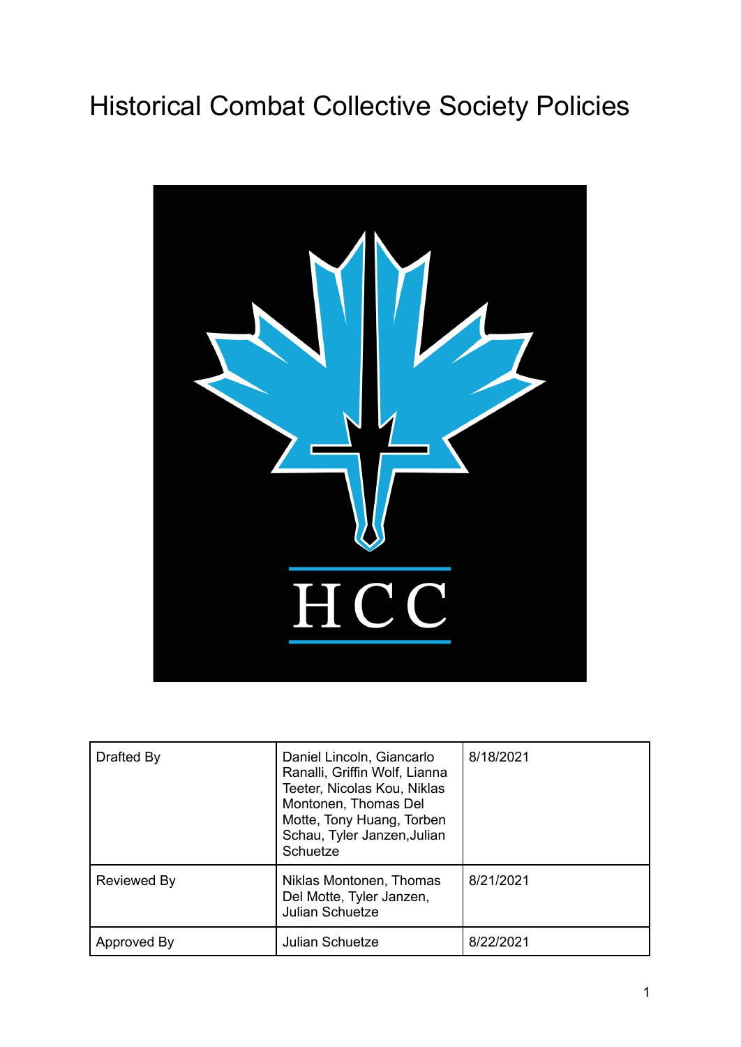# Historical Combat Collective Society Policies

| | | |
|---|---|---|
| Drafted By | Daniel Lincoln, Giancarlo Ranalli, Griffin Wolf, Lianna Teeter, Nicolas Kou, Niklas Montonen, Thomas Del Motte, Tony Huang, Torben Schau, Tyler Janzen,Julian Schuetze | 8/18/2021 |
| Reviewed By | Niklas Montonen, Thomas Del Motte, Tyler Janzen, Julian Schuetze | 8/21/2021 |
| Approved By | Julian Schuetze | 8/22/2021 |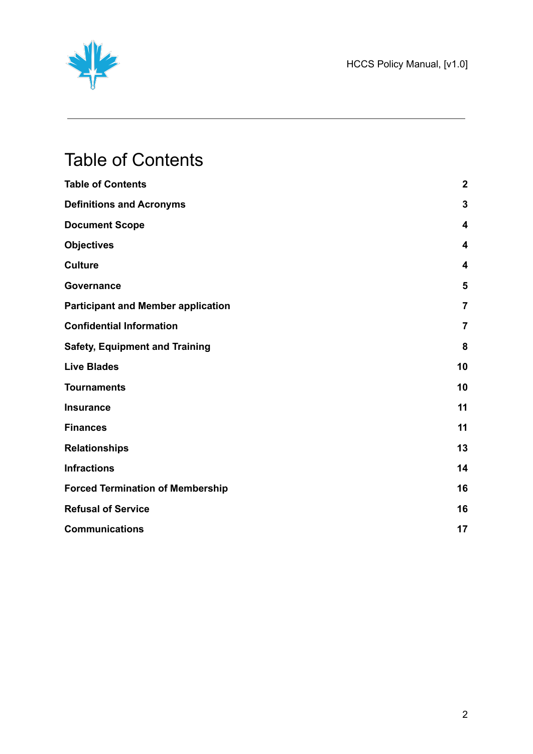# Table of Contents

| | |
|---|---|
| **Table of Contents** | **2** |
| **Definitions and Acronyms** | **3** |
| **Document Scope** | **4** |
| **Objectives** | **4** |
| **Culture** | **4** |
| **Governance** | **5** |
| **Participant and Member application** | **7** |
| **Confidential Information** | **7** |
| **Safety, Equipment and Training** | **8** |
| **Live Blades** | **10** |
| **Tournaments** | **10** |
| **Insurance** | **11** |
| **Finances** | **11** |
| **Relationships** | **13** |
| **Infractions** | **14** |
| **Forced Termination of Membership** | **16** |
| **Refusal of Service** | **16** |
| **Communications** | **17** |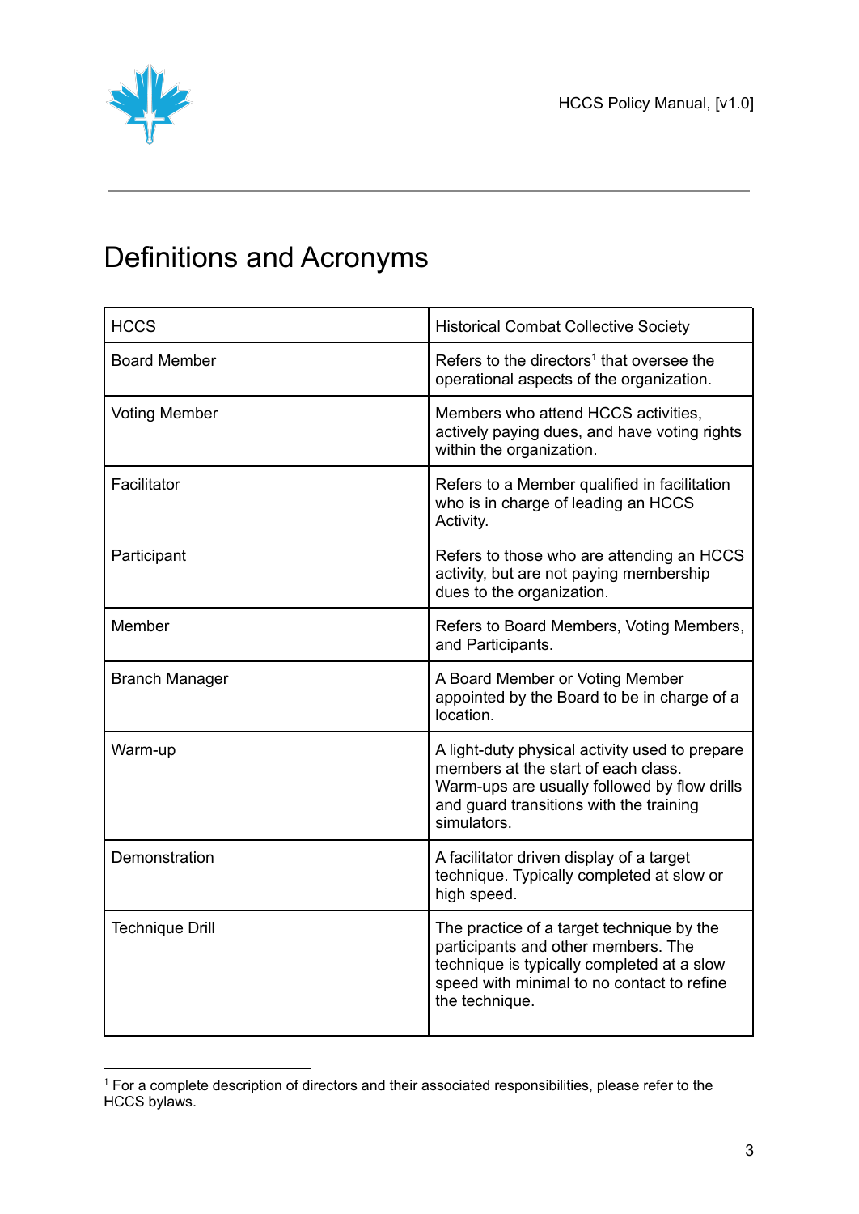# Definitions and Acronyms

| HCCS | Historical Combat Collective Society |
|---|---|
| Board Member | Refers to the directors[1] that oversee the operational aspects of the organization. |
| Voting Member | Members who attend HCCS activities, actively paying dues, and have voting rights within the organization. |
| Facilitator | Refers to a Member qualified in facilitation who is in charge of leading an HCCS Activity. |
| Participant | Refers to those who are attending an HCCS activity, but are not paying membership dues to the organization. |
| Member | Refers to Board Members, Voting Members, and Participants. |
| Branch Manager | A Board Member or Voting Member appointed by the Board to be in charge of a location. |
| Warm-up | A light-duty physical activity used to prepare members at the start of each class. Warm-ups are usually followed by flow drills and guard transitions with the training simulators. |
| Demonstration | A facilitator driven display of a target technique. Typically completed at slow or high speed. |
| Technique Drill | The practice of a target technique by the participants and other members. The technique is typically completed at a slow speed with minimal to no contact to refine the technique. |

[1] For a complete description of directors and their associated responsibilities, please refer to the HCCS bylaws.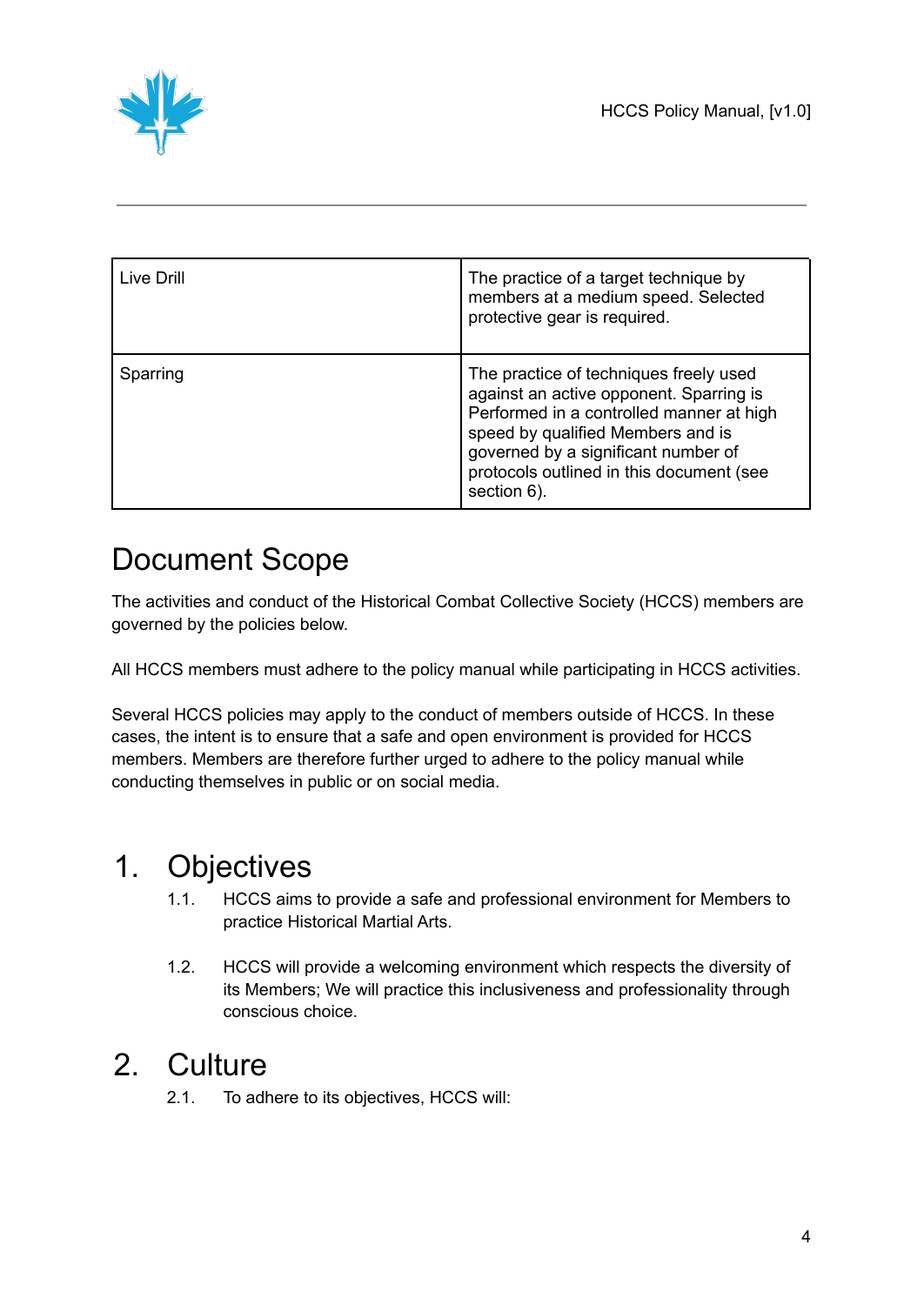| | |
|---|---|
| Live Drill | The practice of a target technique by members at a medium speed. Selected protective gear is required. |
| Sparring | The practice of techniques freely used against an active opponent. Sparring is Performed in a controlled manner at high speed by qualified Members and is governed by a significant number of protocols outlined in this document (see section 6). |

# Document Scope

The activities and conduct of the Historical Combat Collective Society (HCCS) members are governed by the policies below.

All HCCS members must adhere to the policy manual while participating in HCCS activities.

Several HCCS policies may apply to the conduct of members outside of HCCS. In these cases, the intent is to ensure that a safe and open environment is provided for HCCS members. Members are therefore further urged to adhere to the policy manual while conducting themselves in public or on social media.

# 1. Objectives

1.1. HCCS aims to provide a safe and professional environment for Members to practice Historical Martial Arts.

1.2. HCCS will provide a welcoming environment which respects the diversity of its Members; We will practice this inclusiveness and professionality through conscious choice.

# 2. Culture

2.1. To adhere to its objectives, HCCS will: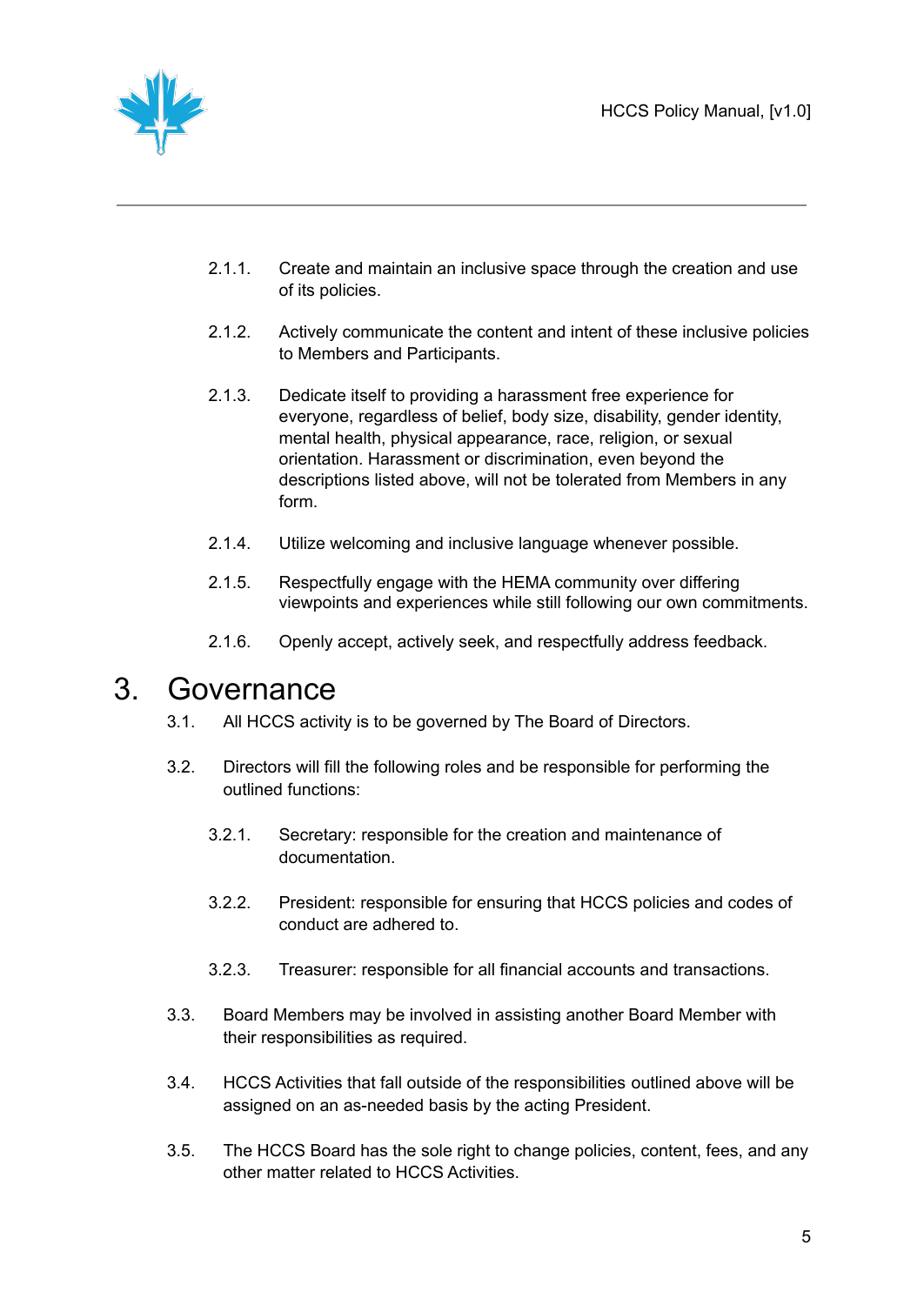2.1.1. Create and maintain an inclusive space through the creation and use of its policies.

2.1.2. Actively communicate the content and intent of these inclusive policies to Members and Participants.

2.1.3. Dedicate itself to providing a harassment free experience for everyone, regardless of belief, body size, disability, gender identity, mental health, physical appearance, race, religion, or sexual orientation. Harassment or discrimination, even beyond the descriptions listed above, will not be tolerated from Members in any form.

2.1.4. Utilize welcoming and inclusive language whenever possible.

2.1.5. Respectfully engage with the HEMA community over differing viewpoints and experiences while still following our own commitments.

2.1.6. Openly accept, actively seek, and respectfully address feedback.

# 3. Governance

3.1. All HCCS activity is to be governed by The Board of Directors.

3.2. Directors will fill the following roles and be responsible for performing the outlined functions:

3.2.1. Secretary: responsible for the creation and maintenance of documentation.

3.2.2. President: responsible for ensuring that HCCS policies and codes of conduct are adhered to.

3.2.3. Treasurer: responsible for all financial accounts and transactions.

3.3. Board Members may be involved in assisting another Board Member with their responsibilities as required.

3.4. HCCS Activities that fall outside of the responsibilities outlined above will be assigned on an as-needed basis by the acting President.

3.5. The HCCS Board has the sole right to change policies, content, fees, and any other matter related to HCCS Activities.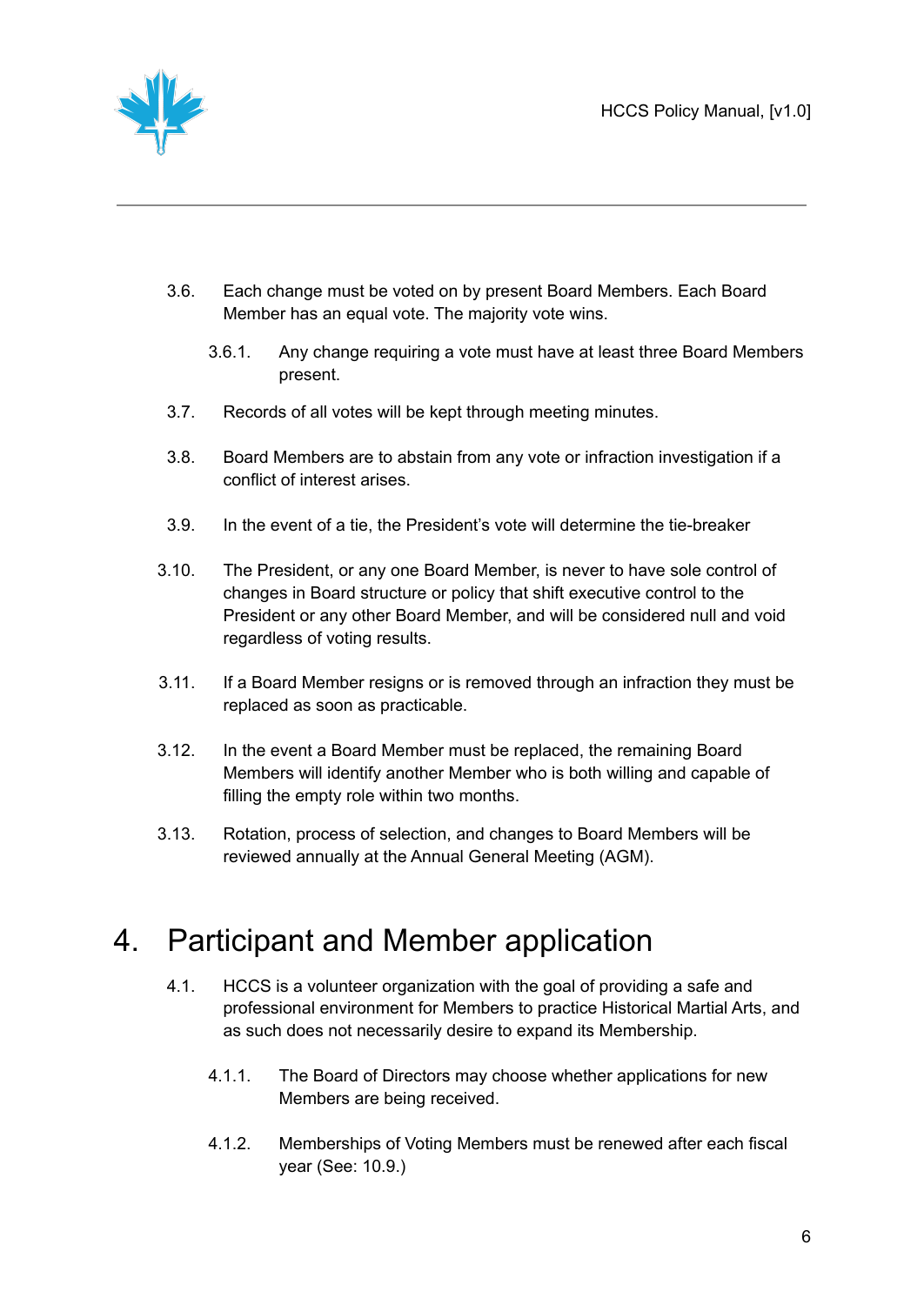3.6. Each change must be voted on by present Board Members. Each Board Member has an equal vote. The majority vote wins.

  3.6.1. Any change requiring a vote must have at least three Board Members present.

3.7. Records of all votes will be kept through meeting minutes.

3.8. Board Members are to abstain from any vote or infraction investigation if a conflict of interest arises.

3.9. In the event of a tie, the President's vote will determine the tie-breaker

3.10. The President, or any one Board Member, is never to have sole control of changes in Board structure or policy that shift executive control to the President or any other Board Member, and will be considered null and void regardless of voting results.

3.11. If a Board Member resigns or is removed through an infraction they must be replaced as soon as practicable.

3.12. In the event a Board Member must be replaced, the remaining Board Members will identify another Member who is both willing and capable of filling the empty role within two months.

3.13. Rotation, process of selection, and changes to Board Members will be reviewed annually at the Annual General Meeting (AGM).

# 4. Participant and Member application

4.1. HCCS is a volunteer organization with the goal of providing a safe and professional environment for Members to practice Historical Martial Arts, and as such does not necessarily desire to expand its Membership.

  4.1.1. The Board of Directors may choose whether applications for new Members are being received.

  4.1.2. Memberships of Voting Members must be renewed after each fiscal year (See: 10.9.)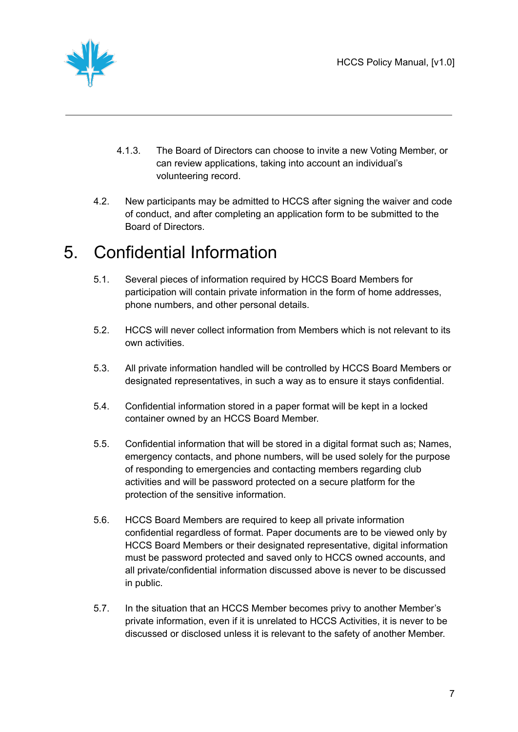4.1.3. The Board of Directors can choose to invite a new Voting Member, or can review applications, taking into account an individual's volunteering record.

4.2. New participants may be admitted to HCCS after signing the waiver and code of conduct, and after completing an application form to be submitted to the Board of Directors.

# 5. Confidential Information

5.1. Several pieces of information required by HCCS Board Members for participation will contain private information in the form of home addresses, phone numbers, and other personal details.

5.2. HCCS will never collect information from Members which is not relevant to its own activities.

5.3. All private information handled will be controlled by HCCS Board Members or designated representatives, in such a way as to ensure it stays confidential.

5.4. Confidential information stored in a paper format will be kept in a locked container owned by an HCCS Board Member.

5.5. Confidential information that will be stored in a digital format such as; Names, emergency contacts, and phone numbers, will be used solely for the purpose of responding to emergencies and contacting members regarding club activities and will be password protected on a secure platform for the protection of the sensitive information.

5.6. HCCS Board Members are required to keep all private information confidential regardless of format. Paper documents are to be viewed only by HCCS Board Members or their designated representative, digital information must be password protected and saved only to HCCS owned accounts, and all private/confidential information discussed above is never to be discussed in public.

5.7. In the situation that an HCCS Member becomes privy to another Member's private information, even if it is unrelated to HCCS Activities, it is never to be discussed or disclosed unless it is relevant to the safety of another Member.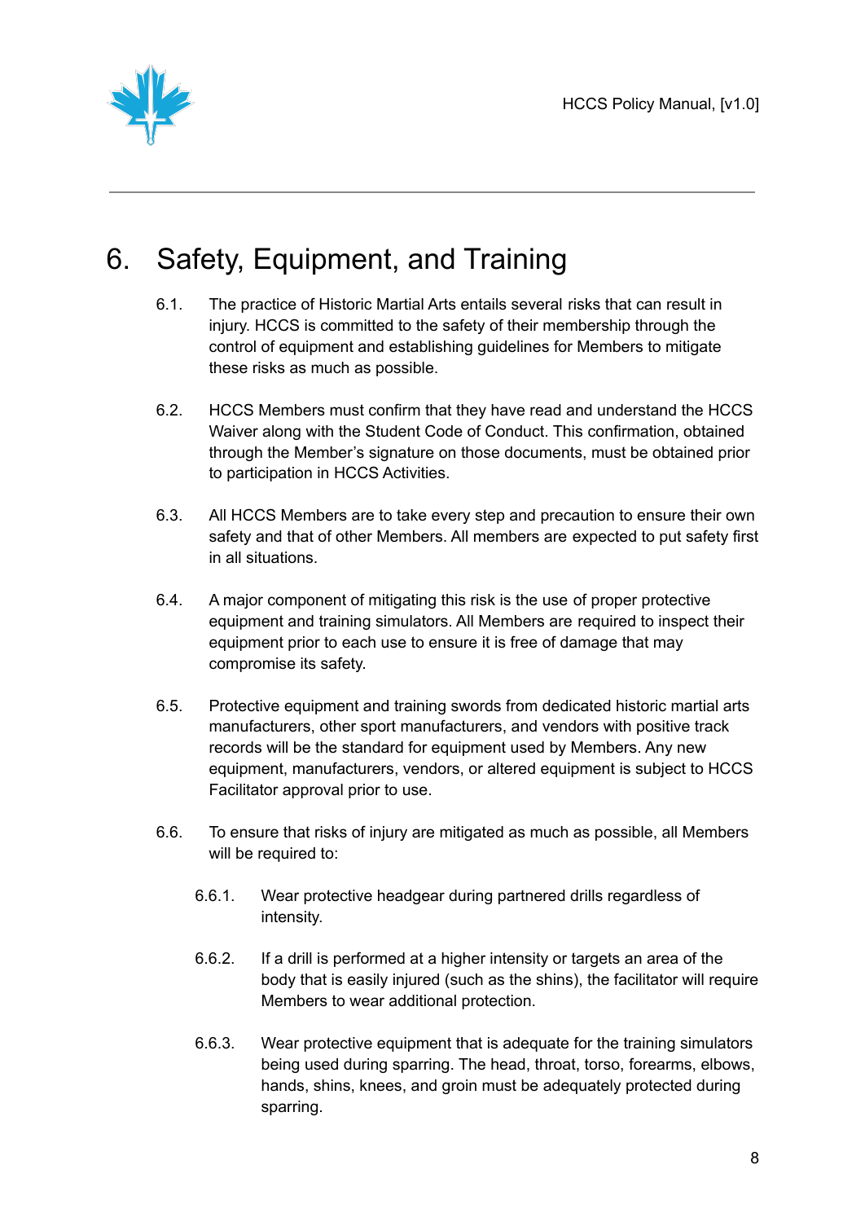# 6. Safety, Equipment, and Training

6.1. The practice of Historic Martial Arts entails several risks that can result in injury. HCCS is committed to the safety of their membership through the control of equipment and establishing guidelines for Members to mitigate these risks as much as possible.

6.2. HCCS Members must confirm that they have read and understand the HCCS Waiver along with the Student Code of Conduct. This confirmation, obtained through the Member's signature on those documents, must be obtained prior to participation in HCCS Activities.

6.3. All HCCS Members are to take every step and precaution to ensure their own safety and that of other Members. All members are expected to put safety first in all situations.

6.4. A major component of mitigating this risk is the use of proper protective equipment and training simulators. All Members are required to inspect their equipment prior to each use to ensure it is free of damage that may compromise its safety.

6.5. Protective equipment and training swords from dedicated historic martial arts manufacturers, other sport manufacturers, and vendors with positive track records will be the standard for equipment used by Members. Any new equipment, manufacturers, vendors, or altered equipment is subject to HCCS Facilitator approval prior to use.

6.6. To ensure that risks of injury are mitigated as much as possible, all Members will be required to:

6.6.1. Wear protective headgear during partnered drills regardless of intensity.

6.6.2. If a drill is performed at a higher intensity or targets an area of the body that is easily injured (such as the shins), the facilitator will require Members to wear additional protection.

6.6.3. Wear protective equipment that is adequate for the training simulators being used during sparring. The head, throat, torso, forearms, elbows, hands, shins, knees, and groin must be adequately protected during sparring.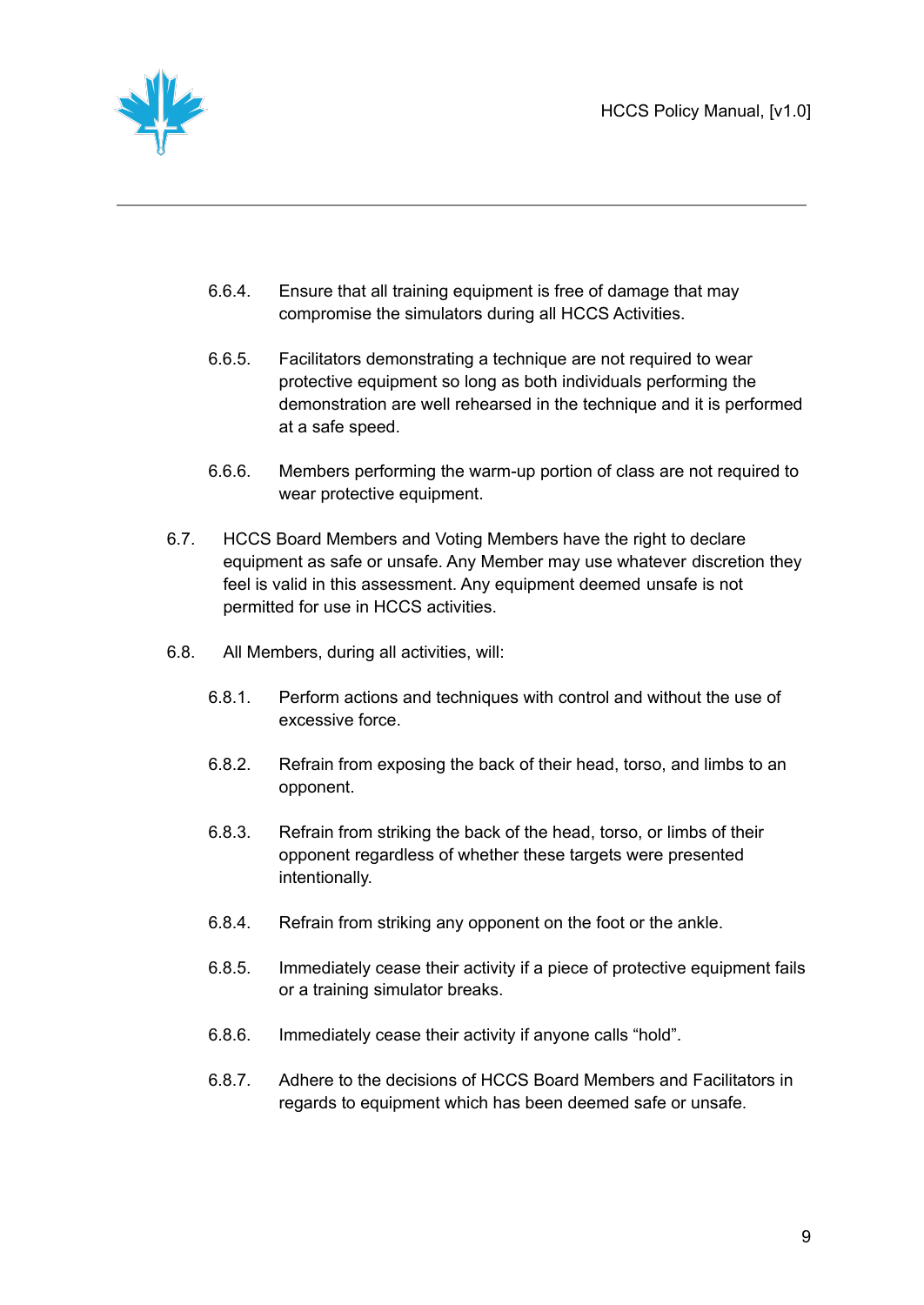6.6.4. Ensure that all training equipment is free of damage that may compromise the simulators during all HCCS Activities.

6.6.5. Facilitators demonstrating a technique are not required to wear protective equipment so long as both individuals performing the demonstration are well rehearsed in the technique and it is performed at a safe speed.

6.6.6. Members performing the warm-up portion of class are not required to wear protective equipment.

6.7. HCCS Board Members and Voting Members have the right to declare equipment as safe or unsafe. Any Member may use whatever discretion they feel is valid in this assessment. Any equipment deemed unsafe is not permitted for use in HCCS activities.

6.8. All Members, during all activities, will:

6.8.1. Perform actions and techniques with control and without the use of excessive force.

6.8.2. Refrain from exposing the back of their head, torso, and limbs to an opponent.

6.8.3. Refrain from striking the back of the head, torso, or limbs of their opponent regardless of whether these targets were presented intentionally.

6.8.4. Refrain from striking any opponent on the foot or the ankle.

6.8.5. Immediately cease their activity if a piece of protective equipment fails or a training simulator breaks.

6.8.6. Immediately cease their activity if anyone calls “hold”.

6.8.7. Adhere to the decisions of HCCS Board Members and Facilitators in regards to equipment which has been deemed safe or unsafe.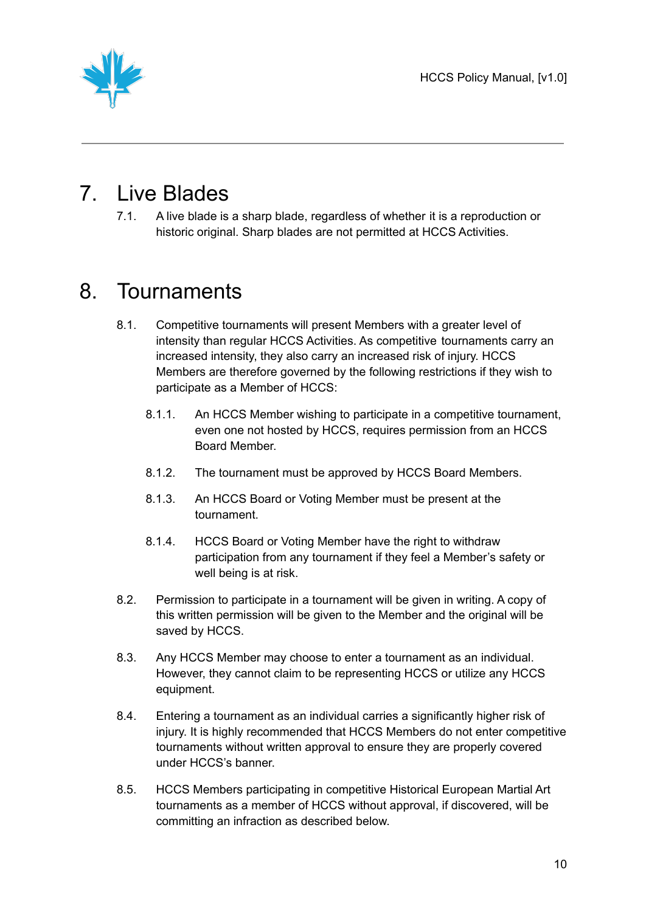# 7. Live Blades

7.1. A live blade is a sharp blade, regardless of whether it is a reproduction or historic original. Sharp blades are not permitted at HCCS Activities.

# 8. Tournaments

8.1. Competitive tournaments will present Members with a greater level of intensity than regular HCCS Activities. As competitive tournaments carry an increased intensity, they also carry an increased risk of injury. HCCS Members are therefore governed by the following restrictions if they wish to participate as a Member of HCCS:

8.1.1. An HCCS Member wishing to participate in a competitive tournament, even one not hosted by HCCS, requires permission from an HCCS Board Member.

8.1.2. The tournament must be approved by HCCS Board Members.

8.1.3. An HCCS Board or Voting Member must be present at the tournament.

8.1.4. HCCS Board or Voting Member have the right to withdraw participation from any tournament if they feel a Member's safety or well being is at risk.

8.2. Permission to participate in a tournament will be given in writing. A copy of this written permission will be given to the Member and the original will be saved by HCCS.

8.3. Any HCCS Member may choose to enter a tournament as an individual. However, they cannot claim to be representing HCCS or utilize any HCCS equipment.

8.4. Entering a tournament as an individual carries a significantly higher risk of injury. It is highly recommended that HCCS Members do not enter competitive tournaments without written approval to ensure they are properly covered under HCCS's banner.

8.5. HCCS Members participating in competitive Historical European Martial Art tournaments as a member of HCCS without approval, if discovered, will be committing an infraction as described below.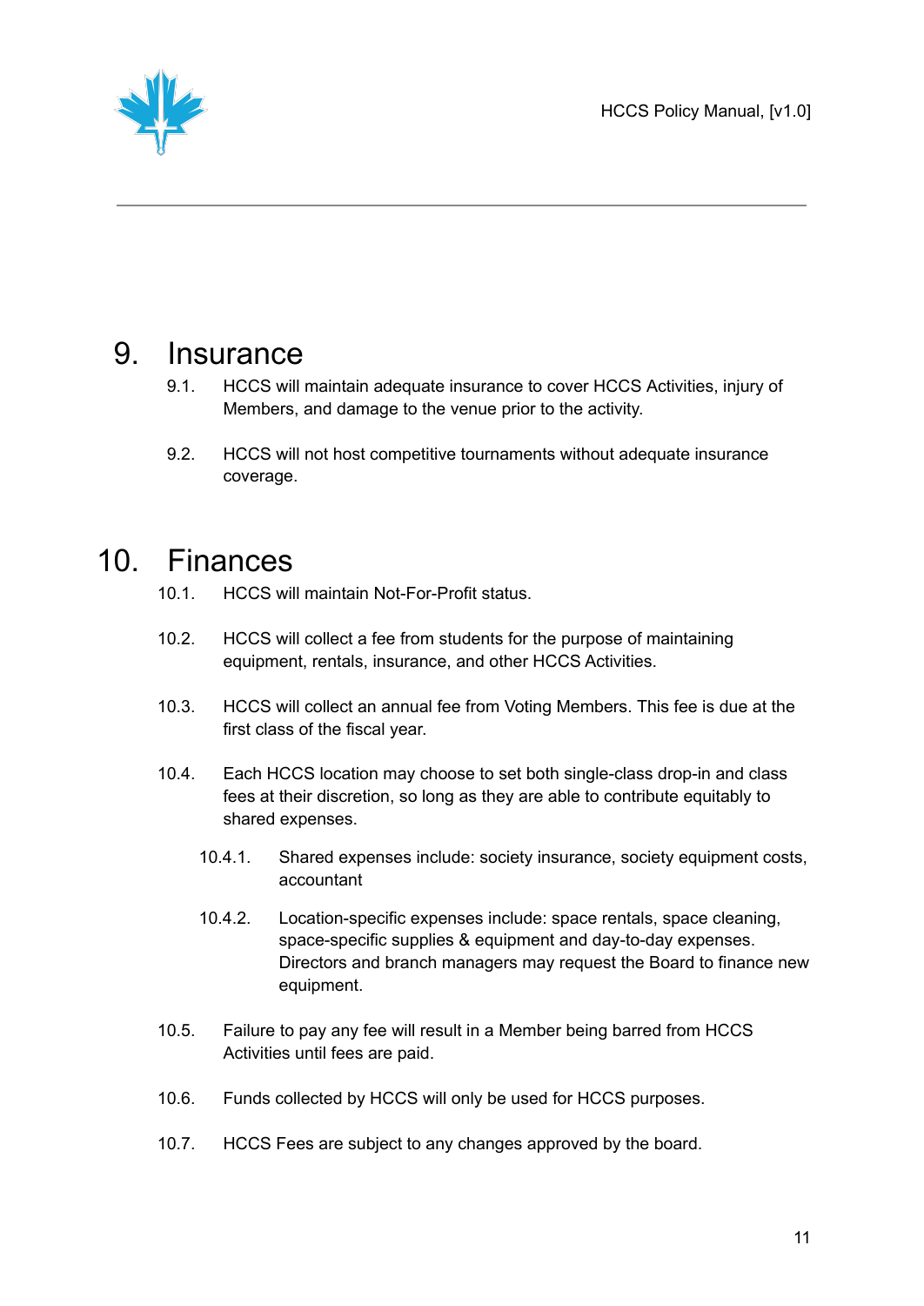# 9. Insurance

9.1. HCCS will maintain adequate insurance to cover HCCS Activities, injury of Members, and damage to the venue prior to the activity.

9.2. HCCS will not host competitive tournaments without adequate insurance coverage.

# 10. Finances

10.1. HCCS will maintain Not-For-Profit status.

10.2. HCCS will collect a fee from students for the purpose of maintaining equipment, rentals, insurance, and other HCCS Activities.

10.3. HCCS will collect an annual fee from Voting Members. This fee is due at the first class of the fiscal year.

10.4. Each HCCS location may choose to set both single-class drop-in and class fees at their discretion, so long as they are able to contribute equitably to shared expenses.

- 10.4.1. Shared expenses include: society insurance, society equipment costs, accountant

- 10.4.2. Location-specific expenses include: space rentals, space cleaning, space-specific supplies & equipment and day-to-day expenses. Directors and branch managers may request the Board to finance new equipment.

10.5. Failure to pay any fee will result in a Member being barred from HCCS Activities until fees are paid.

10.6. Funds collected by HCCS will only be used for HCCS purposes.

10.7. HCCS Fees are subject to any changes approved by the board.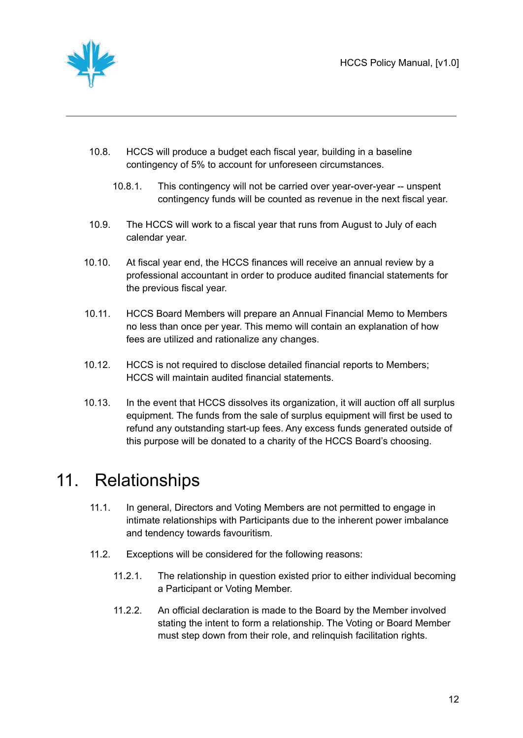10.8. HCCS will produce a budget each fiscal year, building in a baseline contingency of 5% to account for unforeseen circumstances.

10.8.1. This contingency will not be carried over year-over-year -- unspent contingency funds will be counted as revenue in the next fiscal year.

10.9. The HCCS will work to a fiscal year that runs from August to July of each calendar year.

10.10. At fiscal year end, the HCCS finances will receive an annual review by a professional accountant in order to produce audited financial statements for the previous fiscal year.

10.11. HCCS Board Members will prepare an Annual Financial Memo to Members no less than once per year. This memo will contain an explanation of how fees are utilized and rationalize any changes.

10.12. HCCS is not required to disclose detailed financial reports to Members; HCCS will maintain audited financial statements.

10.13. In the event that HCCS dissolves its organization, it will auction off all surplus equipment. The funds from the sale of surplus equipment will first be used to refund any outstanding start-up fees. Any excess funds generated outside of this purpose will be donated to a charity of the HCCS Board's choosing.

# 11. Relationships

11.1. In general, Directors and Voting Members are not permitted to engage in intimate relationships with Participants due to the inherent power imbalance and tendency towards favouritism.

11.2. Exceptions will be considered for the following reasons:

11.2.1. The relationship in question existed prior to either individual becoming a Participant or Voting Member.

11.2.2. An official declaration is made to the Board by the Member involved stating the intent to form a relationship. The Voting or Board Member must step down from their role, and relinquish facilitation rights.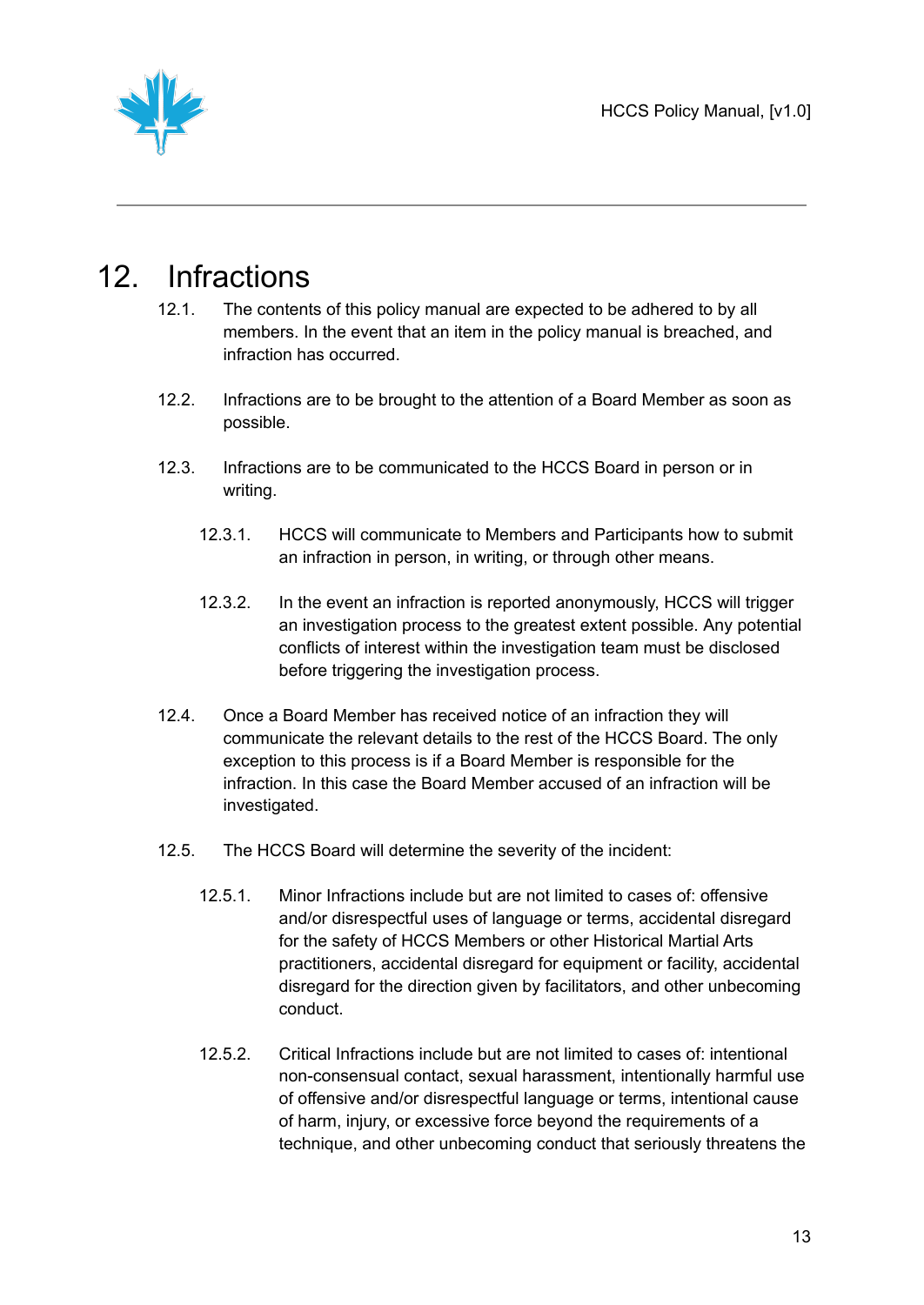# 12. Infractions

12.1. The contents of this policy manual are expected to be adhered to by all members. In the event that an item in the policy manual is breached, and infraction has occurred.

12.2. Infractions are to be brought to the attention of a Board Member as soon as possible.

12.3. Infractions are to be communicated to the HCCS Board in person or in writing.

12.3.1. HCCS will communicate to Members and Participants how to submit an infraction in person, in writing, or through other means.

12.3.2. In the event an infraction is reported anonymously, HCCS will trigger an investigation process to the greatest extent possible. Any potential conflicts of interest within the investigation team must be disclosed before triggering the investigation process.

12.4. Once a Board Member has received notice of an infraction they will communicate the relevant details to the rest of the HCCS Board. The only exception to this process is if a Board Member is responsible for the infraction. In this case the Board Member accused of an infraction will be investigated.

12.5. The HCCS Board will determine the severity of the incident:

12.5.1. Minor Infractions include but are not limited to cases of: offensive and/or disrespectful uses of language or terms, accidental disregard for the safety of HCCS Members or other Historical Martial Arts practitioners, accidental disregard for equipment or facility, accidental disregard for the direction given by facilitators, and other unbecoming conduct.

12.5.2. Critical Infractions include but are not limited to cases of: intentional non-consensual contact, sexual harassment, intentionally harmful use of offensive and/or disrespectful language or terms, intentional cause of harm, injury, or excessive force beyond the requirements of a technique, and other unbecoming conduct that seriously threatens the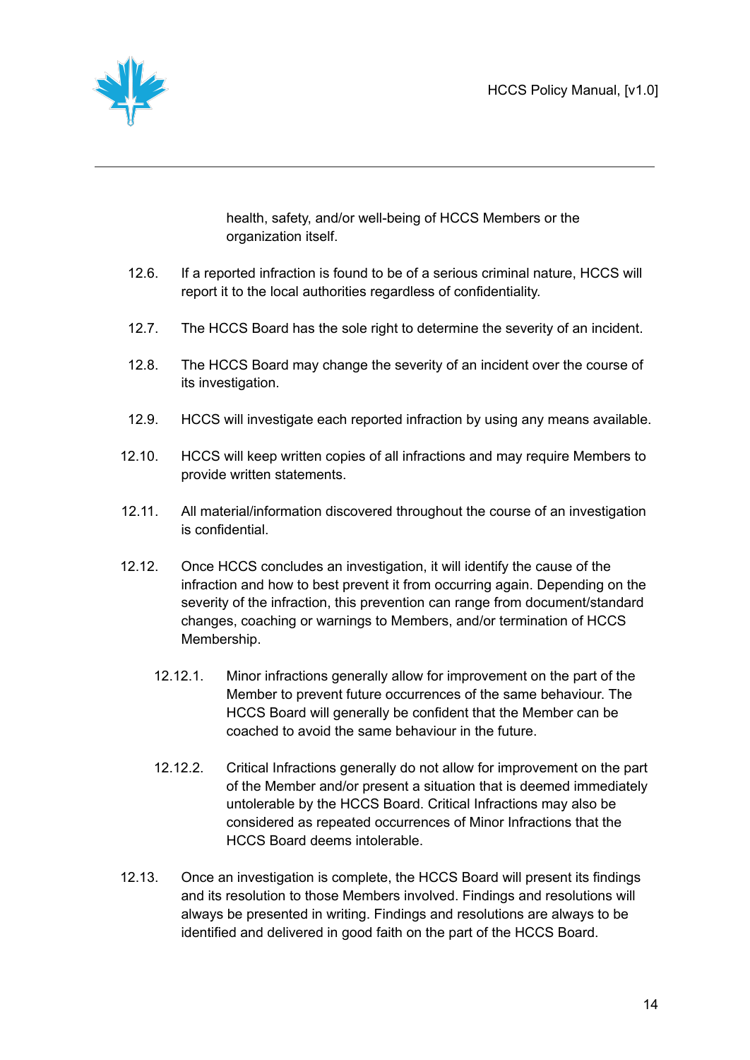health, safety, and/or well-being of HCCS Members or the organization itself.

12.6. If a reported infraction is found to be of a serious criminal nature, HCCS will report it to the local authorities regardless of confidentiality.

12.7. The HCCS Board has the sole right to determine the severity of an incident.

12.8. The HCCS Board may change the severity of an incident over the course of its investigation.

12.9. HCCS will investigate each reported infraction by using any means available.

12.10. HCCS will keep written copies of all infractions and may require Members to provide written statements.

12.11. All material/information discovered throughout the course of an investigation is confidential.

12.12. Once HCCS concludes an investigation, it will identify the cause of the infraction and how to best prevent it from occurring again. Depending on the severity of the infraction, this prevention can range from document/standard changes, coaching or warnings to Members, and/or termination of HCCS Membership.

   12.12.1. Minor infractions generally allow for improvement on the part of the Member to prevent future occurrences of the same behaviour. The HCCS Board will generally be confident that the Member can be coached to avoid the same behaviour in the future.

   12.12.2. Critical Infractions generally do not allow for improvement on the part of the Member and/or present a situation that is deemed immediately untolerable by the HCCS Board. Critical Infractions may also be considered as repeated occurrences of Minor Infractions that the HCCS Board deems intolerable.

12.13. Once an investigation is complete, the HCCS Board will present its findings and its resolution to those Members involved. Findings and resolutions will always be presented in writing. Findings and resolutions are always to be identified and delivered in good faith on the part of the HCCS Board.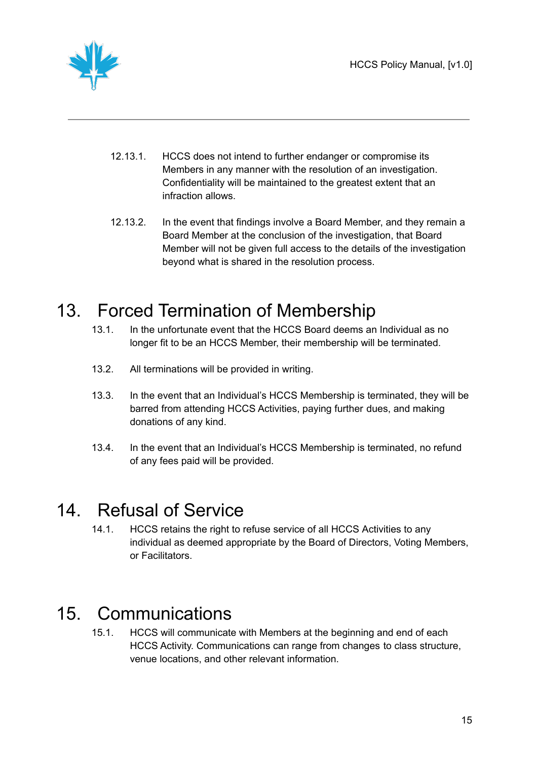12.13.1. HCCS does not intend to further endanger or compromise its Members in any manner with the resolution of an investigation. Confidentiality will be maintained to the greatest extent that an infraction allows.

12.13.2. In the event that findings involve a Board Member, and they remain a Board Member at the conclusion of the investigation, that Board Member will not be given full access to the details of the investigation beyond what is shared in the resolution process.

# 13. Forced Termination of Membership

13.1. In the unfortunate event that the HCCS Board deems an Individual as no longer fit to be an HCCS Member, their membership will be terminated.

13.2. All terminations will be provided in writing.

13.3. In the event that an Individual's HCCS Membership is terminated, they will be barred from attending HCCS Activities, paying further dues, and making donations of any kind.

13.4. In the event that an Individual's HCCS Membership is terminated, no refund of any fees paid will be provided.

# 14. Refusal of Service

14.1. HCCS retains the right to refuse service of all HCCS Activities to any individual as deemed appropriate by the Board of Directors, Voting Members, or Facilitators.

# 15. Communications

15.1. HCCS will communicate with Members at the beginning and end of each HCCS Activity. Communications can range from changes to class structure, venue locations, and other relevant information.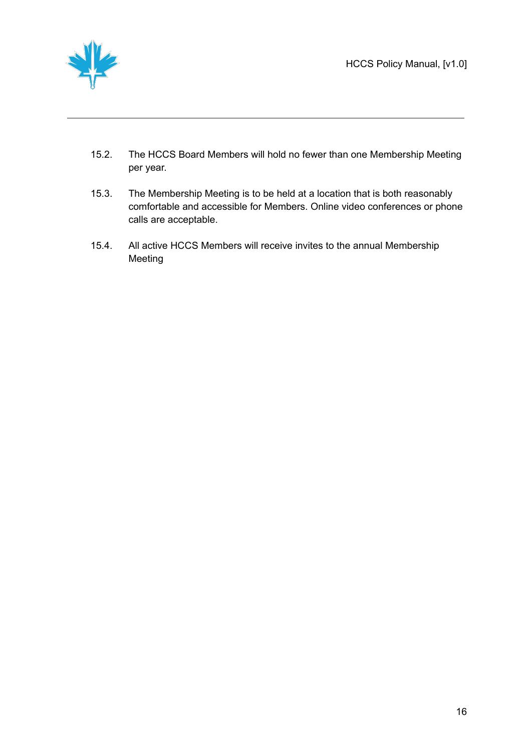15.2. The HCCS Board Members will hold no fewer than one Membership Meeting per year.

15.3. The Membership Meeting is to be held at a location that is both reasonably comfortable and accessible for Members. Online video conferences or phone calls are acceptable.

15.4. All active HCCS Members will receive invites to the annual Membership Meeting